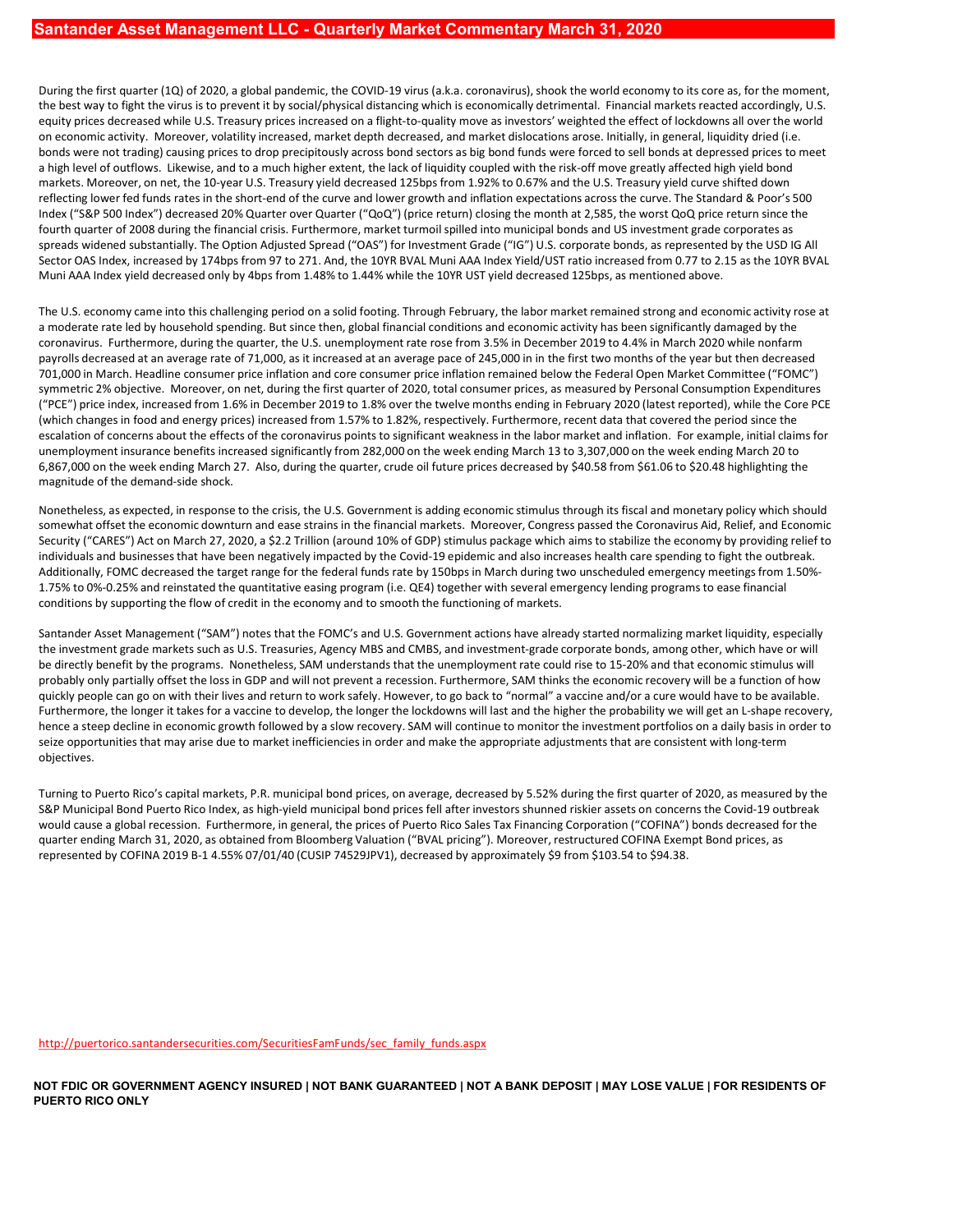# Santander Asset Management LLC - Quarterly Market Commentary March 31, 2020

During the first quarter (1Q) of 2020, a global pandemic, the COVID-19 virus (a.k.a. coronavirus), shook the world economy to its core as, for the moment, the best way to fight the virus is to prevent it by social/physical distancing which is economically detrimental. Financial markets reacted accordingly, U.S. equity prices decreased while U.S. Treasury prices increased on a flight-to-quality move as investors' weighted the effect of lockdowns all over the world on economic activity. Moreover, volatility increased, market depth decreased, and market dislocations arose. Initially, in general, liquidity dried (i.e. bonds were not trading) causing prices to drop precipitously across bond sectors as big bond funds were forced to sell bonds at depressed prices to meet a high level of outflows. Likewise, and to a much higher extent, the lack of liquidity coupled with the risk-off move greatly affected high yield bond markets. Moreover, on net, the 10-year U.S. Treasury yield decreased 125bps from 1.92% to 0.67% and the U.S. Treasury yield curve shifted down reflecting lower fed funds rates in the short-end of the curve and lower growth and inflation expectations across the curve. The Standard & Poor's 500 Index ("S&P 500 Index") decreased 20% Quarter over Quarter ("QoQ") (price return) closing the month at 2,585, the worst QoQ price return since the fourth quarter of 2008 during the financial crisis. Furthermore, market turmoil spilled into municipal bonds and US investment grade corporates as spreads widened substantially. The Option Adjusted Spread ("OAS") for Investment Grade ("IG") U.S. corporate bonds, as represented by the USD IG All Sector OAS Index, increased by 174bps from 97 to 271. And, the 10YR BVAL Muni AAA Index Yield/UST ratio increased from 0.77 to 2.15 as the 10YR BVAL Muni AAA Index yield decreased only by 4bps from 1.48% to 1.44% while the 10YR UST yield decreased 125bps, as mentioned above.

The U.S. economy came into this challenging period on a solid footing. Through February, the labor market remained strong and economic activity rose at a moderate rate led by household spending. But since then, global financial conditions and economic activity has been significantly damaged by the coronavirus. Furthermore, during the quarter, the U.S. unemployment rate rose from 3.5% in December 2019 to 4.4% in March 2020 while nonfarm payrolls decreased at an average rate of 71,000, as it increased at an average pace of 245,000 in in the first two months of the year but then decreased 701,000 in March. Headline consumer price inflation and core consumer price inflation remained below the Federal Open Market Committee ("FOMC") symmetric 2% objective. Moreover, on net, during the first quarter of 2020, total consumer prices, as measured by Personal Consumption Expenditures ("PCE") price index, increased from 1.6% in December 2019 to 1.8% over the twelve months ending in February 2020 (latest reported), while the Core PCE (which changes in food and energy prices) increased from 1.57% to 1.82%, respectively. Furthermore, recent data that covered the period since the escalation of concerns about the effects of the coronavirus points to significant weakness in the labor market and inflation. For example, initial claims for unemployment insurance benefits increased significantly from 282,000 on the week ending March 13 to 3,307,000 on the week ending March 20 to 6,867,000 on the week ending March 27. Also, during the quarter, crude oil future prices decreased by $40.58 from $61.06 to $20.48 highlighting the magnitude of the demand-side shock.

Nonetheless, as expected, in response to the crisis, the U.S. Government is adding economic stimulus through its fiscal and monetary policy which should somewhat offset the economic downturn and ease strains in the financial markets. Moreover, Congress passed the Coronavirus Aid, Relief, and Economic Security ("CARES") Act on March 27, 2020, a $2.2 Trillion (around 10% of GDP) stimulus package which aims to stabilize the economy by providing relief to individuals and businesses that have been negatively impacted by the Covid-19 epidemic and also increases health care spending to fight the outbreak. Additionally, FOMC decreased the target range for the federal funds rate by 150bps in March during two unscheduled emergency meetings from 1.50%-1.75% to 0%-0.25% and reinstated the quantitative easing program (i.e. QE4) together with several emergency lending programs to ease financial conditions by supporting the flow of credit in the economy and to smooth the functioning of markets.

Santander Asset Management ("SAM") notes that the FOMC's and U.S. Government actions have already started normalizing market liquidity, especially the investment grade markets such as U.S. Treasuries, Agency MBS and CMBS, and investment-grade corporate bonds, among other, which have or will be directly benefit by the programs. Nonetheless, SAM understands that the unemployment rate could rise to 15-20% and that economic stimulus will probably only partially offset the loss in GDP and will not prevent a recession. Furthermore, SAM thinks the economic recovery will be a function of how quickly people can go on with their lives and return to work safely. However, to go back to "normal" a vaccine and/or a cure would have to be available. Furthermore, the longer it takes for a vaccine to develop, the longer the lockdowns will last and the higher the probability we will get an L-shape recovery, hence a steep decline in economic growth followed by a slow recovery. SAM will continue to monitor the investment portfolios on a daily basis in order to seize opportunities that may arise due to market inefficiencies in order and make the appropriate adjustments that are consistent with long-term objectives.

Turning to Puerto Rico's capital markets, P.R. municipal bond prices, on average, decreased by 5.52% during the first quarter of 2020, as measured by the S&P Municipal Bond Puerto Rico Index, as high-yield municipal bond prices fell after investors shunned riskier assets on concerns the Covid-19 outbreak would cause a global recession. Furthermore, in general, the prices of Puerto Rico Sales Tax Financing Corporation ("COFINA") bonds decreased for the quarter ending March 31, 2020, as obtained from Bloomberg Valuation ("BVAL pricing"). Moreover, restructured COFINA Exempt Bond prices, as represented by COFINA 2019 B-1 4.55% 07/01/40 (CUSIP 74529JPV1), decreased by approximately $9 from $103.54 to $94.38.

http://puertorico.santandersecurities.com/SecuritiesFamFunds/sec_family_funds.aspx

**NOT FDIC OR GOVERNMENT AGENCY INSURED | NOT BANK GUARANTEED | NOT A BANK DEPOSIT | MAY LOSE VALUE | FOR RESIDENTS OF PUERTO RICO ONLY**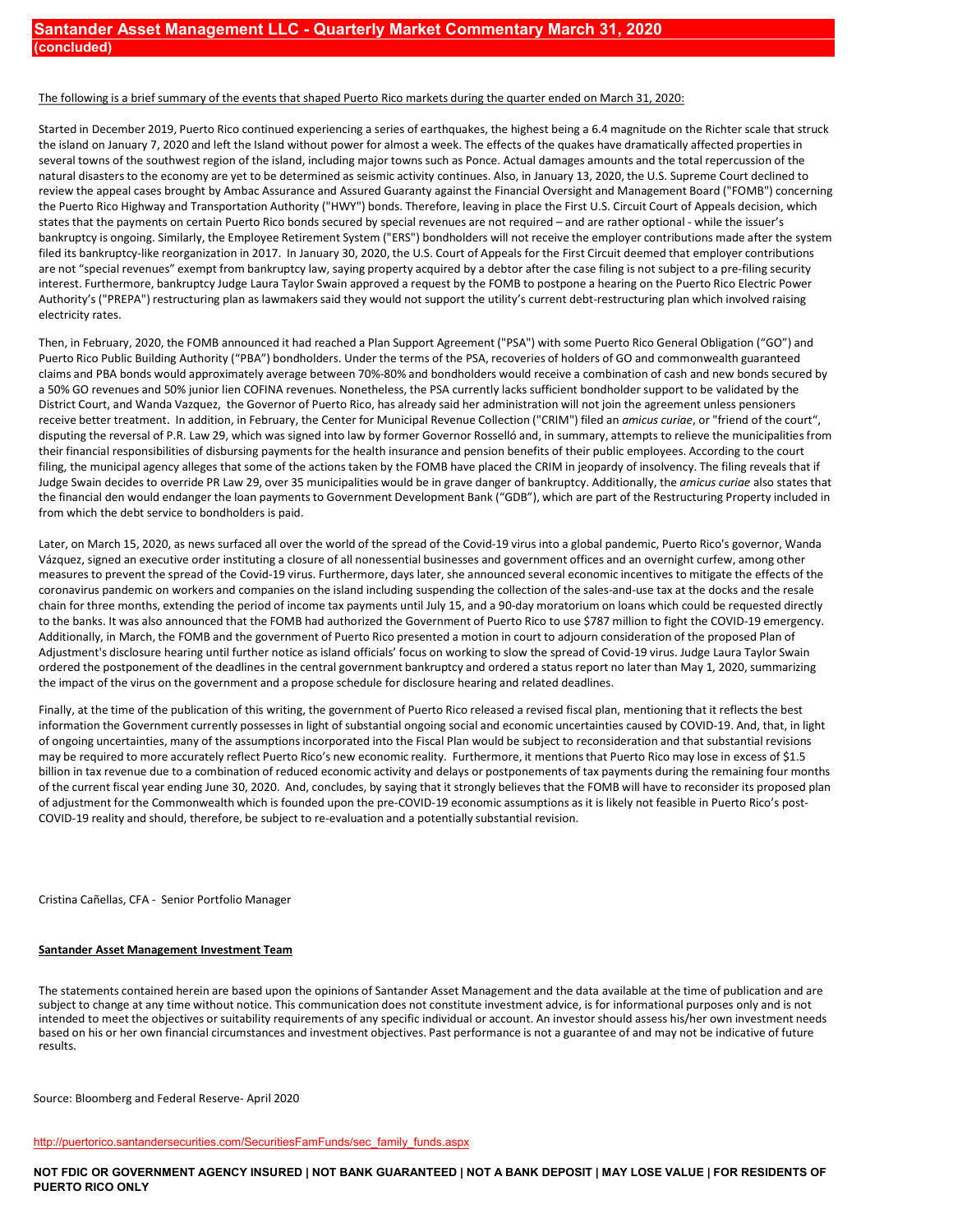# Santander Asset Management LLC - Quarterly Market Commentary March 31, 2020 (concluded)

The following is a brief summary of the events that shaped Puerto Rico markets during the quarter ended on March 31, 2020:

Started in December 2019, Puerto Rico continued experiencing a series of earthquakes, the highest being a 6.4 magnitude on the Richter scale that struck the island on January 7, 2020 and left the Island without power for almost a week. The effects of the quakes have dramatically affected properties in several towns of the southwest region of the island, including major towns such as Ponce. Actual damages amounts and the total repercussion of the natural disasters to the economy are yet to be determined as seismic activity continues. Also, in January 13, 2020, the U.S. Supreme Court declined to review the appeal cases brought by Ambac Assurance and Assured Guaranty against the Financial Oversight and Management Board ("FOMB") concerning the Puerto Rico Highway and Transportation Authority ("HWY") bonds. Therefore, leaving in place the First U.S. Circuit Court of Appeals decision, which states that the payments on certain Puerto Rico bonds secured by special revenues are not required – and are rather optional - while the issuer's bankruptcy is ongoing. Similarly, the Employee Retirement System ("ERS") bondholders will not receive the employer contributions made after the system filed its bankruptcy-like reorganization in 2017. In January 30, 2020, the U.S. Court of Appeals for the First Circuit deemed that employer contributions are not "special revenues" exempt from bankruptcy law, saying property acquired by a debtor after the case filing is not subject to a pre-filing security interest. Furthermore, bankruptcy Judge Laura Taylor Swain approved a request by the FOMB to postpone a hearing on the Puerto Rico Electric Power Authority's ("PREPA") restructuring plan as lawmakers said they would not support the utility's current debt-restructuring plan which involved raising electricity rates.

Then, in February, 2020, the FOMB announced it had reached a Plan Support Agreement ("PSA") with some Puerto Rico General Obligation ("GO") and Puerto Rico Public Building Authority ("PBA") bondholders. Under the terms of the PSA, recoveries of holders of GO and commonwealth guaranteed claims and PBA bonds would approximately average between 70%-80% and bondholders would receive a combination of cash and new bonds secured by a 50% GO revenues and 50% junior lien COFINA revenues. Nonetheless, the PSA currently lacks sufficient bondholder support to be validated by the District Court, and Wanda Vazquez, the Governor of Puerto Rico, has already said her administration will not join the agreement unless pensioners receive better treatment. In addition, in February, the Center for Municipal Revenue Collection ("CRIM") filed an *amicus curiae*, or "friend of the court", disputing the reversal of P.R. Law 29, which was signed into law by former Governor Rosselló and, in summary, attempts to relieve the municipalities from their financial responsibilities of disbursing payments for the health insurance and pension benefits of their public employees. According to the court filing, the municipal agency alleges that some of the actions taken by the FOMB have placed the CRIM in jeopardy of insolvency. The filing reveals that if Judge Swain decides to override PR Law 29, over 35 municipalities would be in grave danger of bankruptcy. Additionally, the *amicus curiae* also states that the financial den would endanger the loan payments to Government Development Bank ("GDB"), which are part of the Restructuring Property included in from which the debt service to bondholders is paid.

Later, on March 15, 2020, as news surfaced all over the world of the spread of the Covid-19 virus into a global pandemic, Puerto Rico's governor, Wanda Vázquez, signed an executive order instituting a closure of all nonessential businesses and government offices and an overnight curfew, among other measures to prevent the spread of the Covid-19 virus. Furthermore, days later, she announced several economic incentives to mitigate the effects of the coronavirus pandemic on workers and companies on the island including suspending the collection of the sales-and-use tax at the docks and the resale chain for three months, extending the period of income tax payments until July 15, and a 90-day moratorium on loans which could be requested directly to the banks. It was also announced that the FOMB had authorized the Government of Puerto Rico to use $787 million to fight the COVID-19 emergency. Additionally, in March, the FOMB and the government of Puerto Rico presented a motion in court to adjourn consideration of the proposed Plan of Adjustment's disclosure hearing until further notice as island officials' focus on working to slow the spread of Covid-19 virus. Judge Laura Taylor Swain ordered the postponement of the deadlines in the central government bankruptcy and ordered a status report no later than May 1, 2020, summarizing the impact of the virus on the government and a propose schedule for disclosure hearing and related deadlines.

Finally, at the time of the publication of this writing, the government of Puerto Rico released a revised fiscal plan, mentioning that it reflects the best information the Government currently possesses in light of substantial ongoing social and economic uncertainties caused by COVID-19. And, that, in light of ongoing uncertainties, many of the assumptions incorporated into the Fiscal Plan would be subject to reconsideration and that substantial revisions may be required to more accurately reflect Puerto Rico's new economic reality. Furthermore, it mentions that Puerto Rico may lose in excess of $1.5 billion in tax revenue due to a combination of reduced economic activity and delays or postponements of tax payments during the remaining four months of the current fiscal year ending June 30, 2020. And, concludes, by saying that it strongly believes that the FOMB will have to reconsider its proposed plan of adjustment for the Commonwealth which is founded upon the pre-COVID-19 economic assumptions as it is likely not feasible in Puerto Rico's post-COVID-19 reality and should, therefore, be subject to re-evaluation and a potentially substantial revision.

Cristina Cañellas, CFA - Senior Portfolio Manager

**Santander Asset Management Investment Team**

The statements contained herein are based upon the opinions of Santander Asset Management and the data available at the time of publication and are subject to change at any time without notice. This communication does not constitute investment advice, is for informational purposes only and is not intended to meet the objectives or suitability requirements of any specific individual or account. An investor should assess his/her own investment needs based on his or her own financial circumstances and investment objectives. Past performance is not a guarantee of and may not be indicative of future results.

Source: Bloomberg and Federal Reserve- April 2020

http://puertorico.santandersecurities.com/SecuritiesFamFunds/sec_family_funds.aspx

**NOT FDIC OR GOVERNMENT AGENCY INSURED | NOT BANK GUARANTEED | NOT A BANK DEPOSIT | MAY LOSE VALUE | FOR RESIDENTS OF PUERTO RICO ONLY**